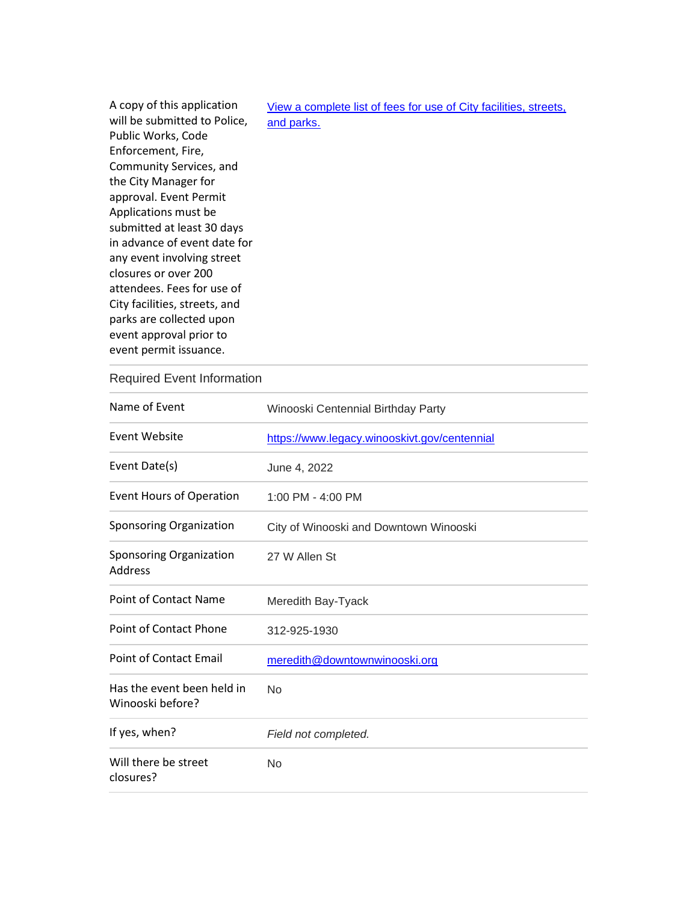| | |
|---|---|
| A copy of this application will be submitted to Police, Public Works, Code Enforcement, Fire, Community Services, and the City Manager for approval. Event Permit Applications must be submitted at least 30 days in advance of event date for any event involving street closures or over 200 attendees. Fees for use of City facilities, streets, and parks are collected upon event approval prior to event permit issuance. | View a complete list of fees for use of City facilities, streets, and parks. |

## Required Event Information

| | |
|---|---|
| Name of Event | Winooski Centennial Birthday Party |
| Event Website | https://www.legacy.winooskivt.gov/centennial |
| Event Date(s) | June 4, 2022 |
| Event Hours of Operation | 1:00 PM - 4:00 PM |
| Sponsoring Organization | City of Winooski and Downtown Winooski |
| Sponsoring Organization Address | 27 W Allen St |
| Point of Contact Name | Meredith Bay-Tyack |
| Point of Contact Phone | 312-925-1930 |
| Point of Contact Email | meredith@downtownwinooski.org |
| Has the event been held in Winooski before? | No |
| If yes, when? | *Field not completed.* |
| Will there be street closures? | No |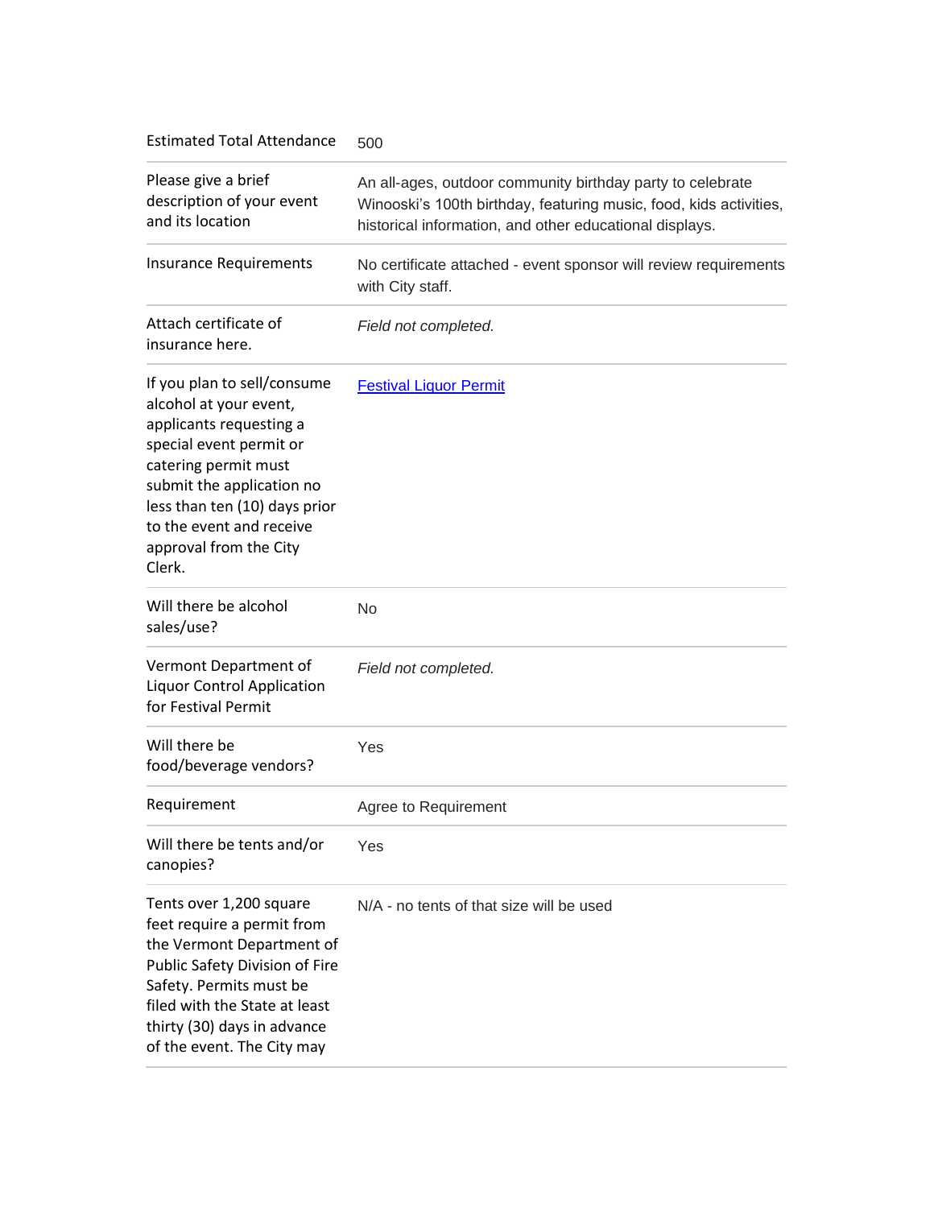| | |
|---|---|
| Estimated Total Attendance | 500 |
| Please give a brief description of your event and its location | An all-ages, outdoor community birthday party to celebrate Winooski's 100th birthday, featuring music, food, kids activities, historical information, and other educational displays. |
| Insurance Requirements | No certificate attached - event sponsor will review requirements with City staff. |
| Attach certificate of insurance here. | *Field not completed.* |
| If you plan to sell/consume alcohol at your event, applicants requesting a special event permit or catering permit must submit the application no less than ten (10) days prior to the event and receive approval from the City Clerk. | Festival Liquor Permit |
| Will there be alcohol sales/use? | No |
| Vermont Department of Liquor Control Application for Festival Permit | *Field not completed.* |
| Will there be food/beverage vendors? | Yes |
| Requirement | Agree to Requirement |
| Will there be tents and/or canopies? | Yes |
| Tents over 1,200 square feet require a permit from the Vermont Department of Public Safety Division of Fire Safety. Permits must be filed with the State at least thirty (30) days in advance of the event. The City may | N/A - no tents of that size will be used |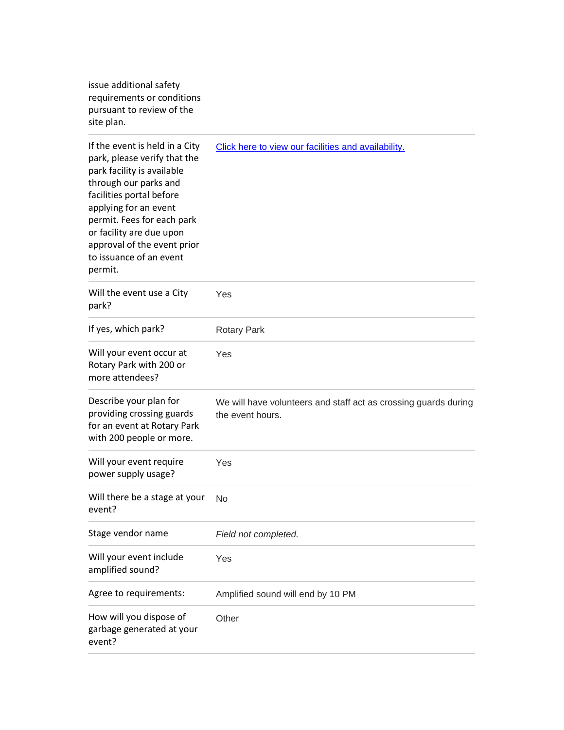| | |
|---|---|
| issue additional safety requirements or conditions pursuant to review of the site plan. | |
| If the event is held in a City park, please verify that the park facility is available through our parks and facilities portal before applying for an event permit. Fees for each park or facility are due upon approval of the event prior to issuance of an event permit. | Click here to view our facilities and availability. |
| Will the event use a City park? | Yes |
| If yes, which park? | Rotary Park |
| Will your event occur at Rotary Park with 200 or more attendees? | Yes |
| Describe your plan for providing crossing guards for an event at Rotary Park with 200 people or more. | We will have volunteers and staff act as crossing guards during the event hours. |
| Will your event require power supply usage? | Yes |
| Will there be a stage at your event? | No |
| Stage vendor name | *Field not completed.* |
| Will your event include amplified sound? | Yes |
| Agree to requirements: | Amplified sound will end by 10 PM |
| How will you dispose of garbage generated at your event? | Other |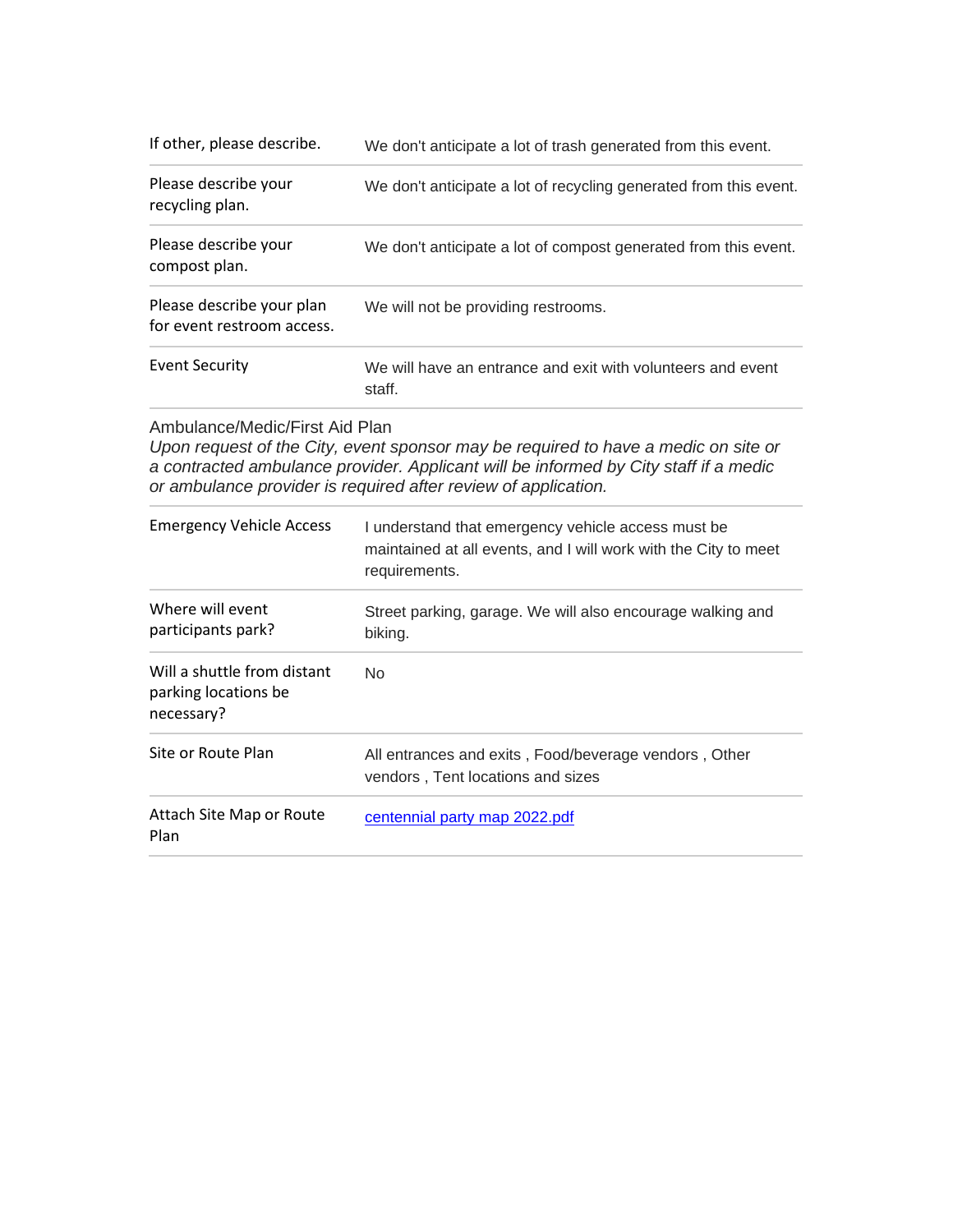| | |
|---|---|
| If other, please describe. | We don't anticipate a lot of trash generated from this event. |
| Please describe your recycling plan. | We don't anticipate a lot of recycling generated from this event. |
| Please describe your compost plan. | We don't anticipate a lot of compost generated from this event. |
| Please describe your plan for event restroom access. | We will not be providing restrooms. |
| Event Security | We will have an entrance and exit with volunteers and event staff. |

Ambulance/Medic/First Aid Plan

*Upon request of the City, event sponsor may be required to have a medic on site or a contracted ambulance provider. Applicant will be informed by City staff if a medic or ambulance provider is required after review of application.*

| | |
|---|---|
| Emergency Vehicle Access | I understand that emergency vehicle access must be maintained at all events, and I will work with the City to meet requirements. |
| Where will event participants park? | Street parking, garage. We will also encourage walking and biking. |
| Will a shuttle from distant parking locations be necessary? | No |
| Site or Route Plan | All entrances and exits , Food/beverage vendors , Other vendors , Tent locations and sizes |
| Attach Site Map or Route Plan | centennial party map 2022.pdf |